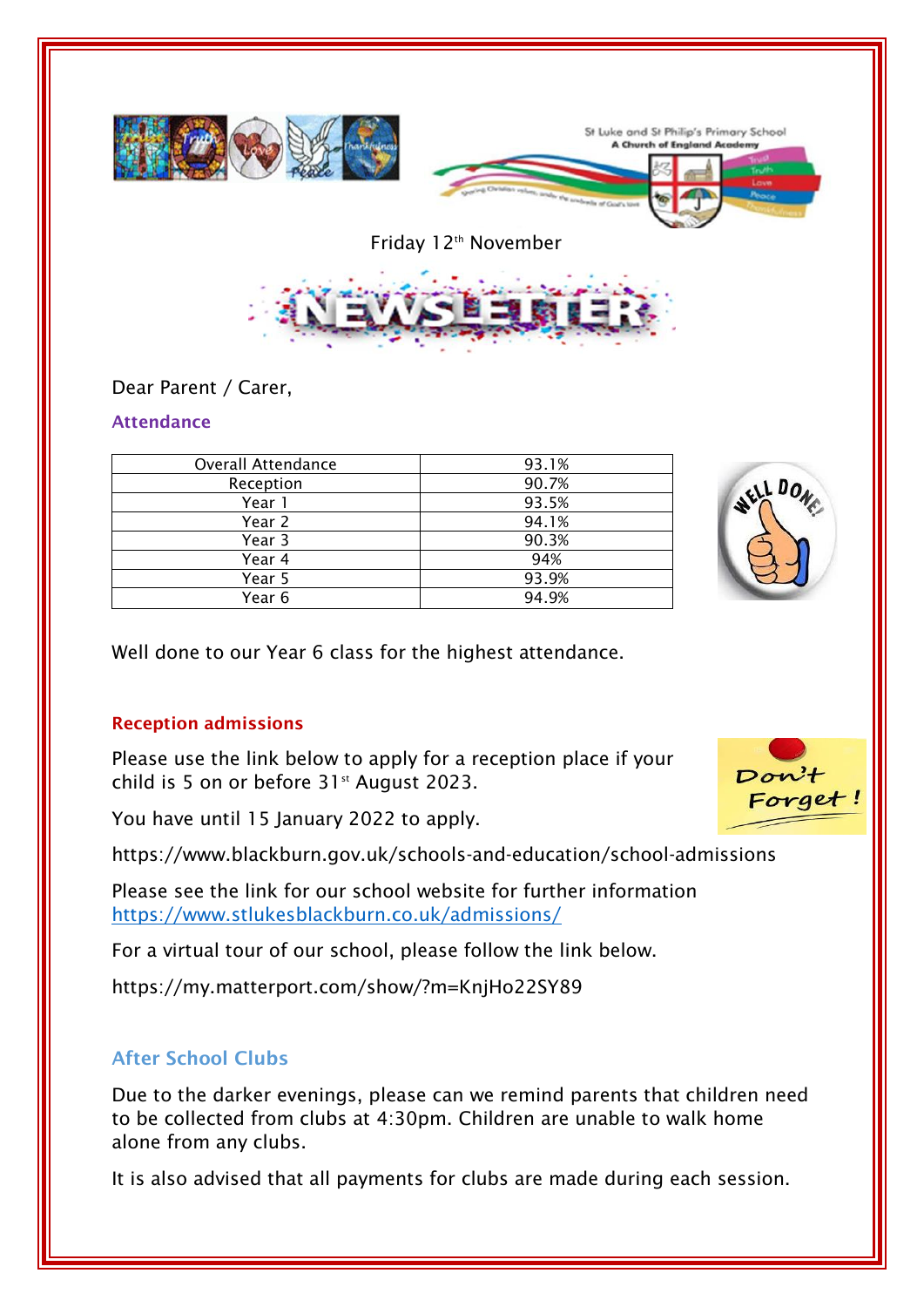Friday 12th November

# NEWSLETTER

Dear Parent / Carer,

## Attendance

| Overall Attendance | 93.1% |
|---|---|
| Reception | 90.7% |
| Year 1 | 93.5% |
| Year 2 | 94.1% |
| Year 3 | 90.3% |
| Year 4 | 94% |
| Year 5 | 93.9% |
| Year 6 | 94.9% |

Well done to our Year 6 class for the highest attendance.

## Reception admissions

Please use the link below to apply for a reception place if your child is 5 on or before 31st August 2023.

You have until 15 January 2022 to apply.

https://www.blackburn.gov.uk/schools-and-education/school-admissions

Please see the link for our school website for further information
https://www.stlukesblackburn.co.uk/admissions/

For a virtual tour of our school, please follow the link below.

https://my.matterport.com/show/?m=KnjHo22SY89

## After School Clubs

Due to the darker evenings, please can we remind parents that children need to be collected from clubs at 4:30pm. Children are unable to walk home alone from any clubs.

It is also advised that all payments for clubs are made during each session.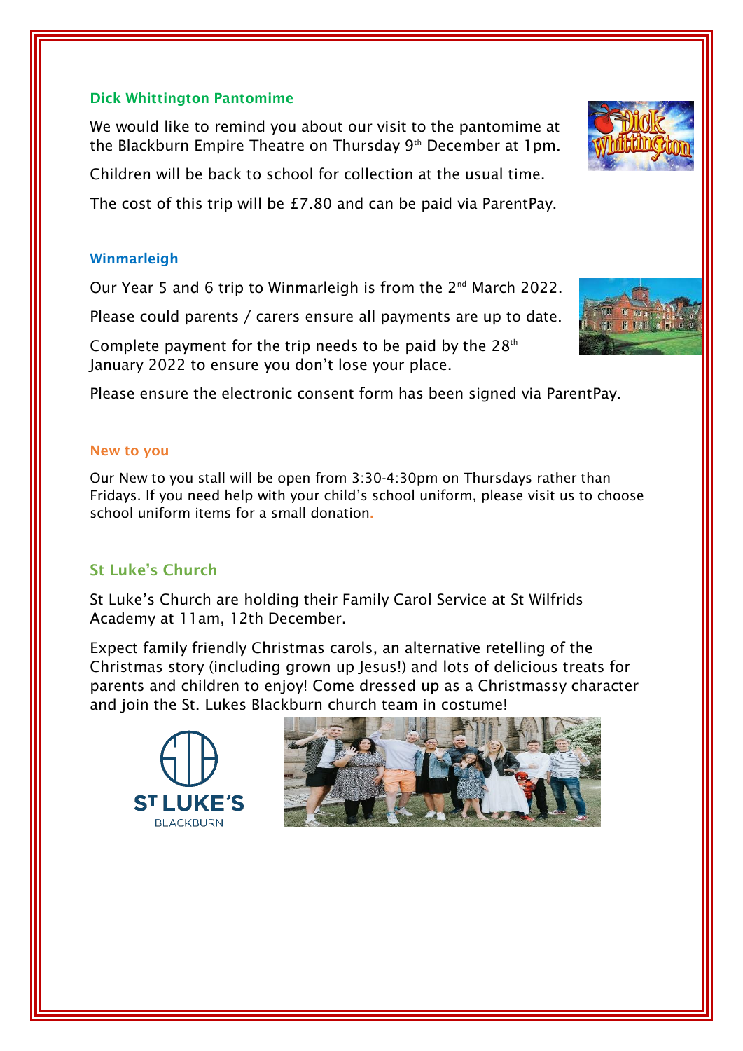## Dick Whittington Pantomime

We would like to remind you about our visit to the pantomime at the Blackburn Empire Theatre on Thursday 9th December at 1pm.

Children will be back to school for collection at the usual time.

The cost of this trip will be £7.80 and can be paid via ParentPay.

## Winmarleigh

Our Year 5 and 6 trip to Winmarleigh is from the 2nd March 2022.

Please could parents / carers ensure all payments are up to date.

Complete payment for the trip needs to be paid by the 28th January 2022 to ensure you don't lose your place.

Please ensure the electronic consent form has been signed via ParentPay.

## New to you

Our New to you stall will be open from 3:30-4:30pm on Thursdays rather than Fridays. If you need help with your child's school uniform, please visit us to choose school uniform items for a small donation.

## St Luke's Church

St Luke's Church are holding their Family Carol Service at St Wilfrids Academy at 11am, 12th December.

Expect family friendly Christmas carols, an alternative retelling of the Christmas story (including grown up Jesus!) and lots of delicious treats for parents and children to enjoy! Come dressed up as a Christmassy character and join the St. Lukes Blackburn church team in costume!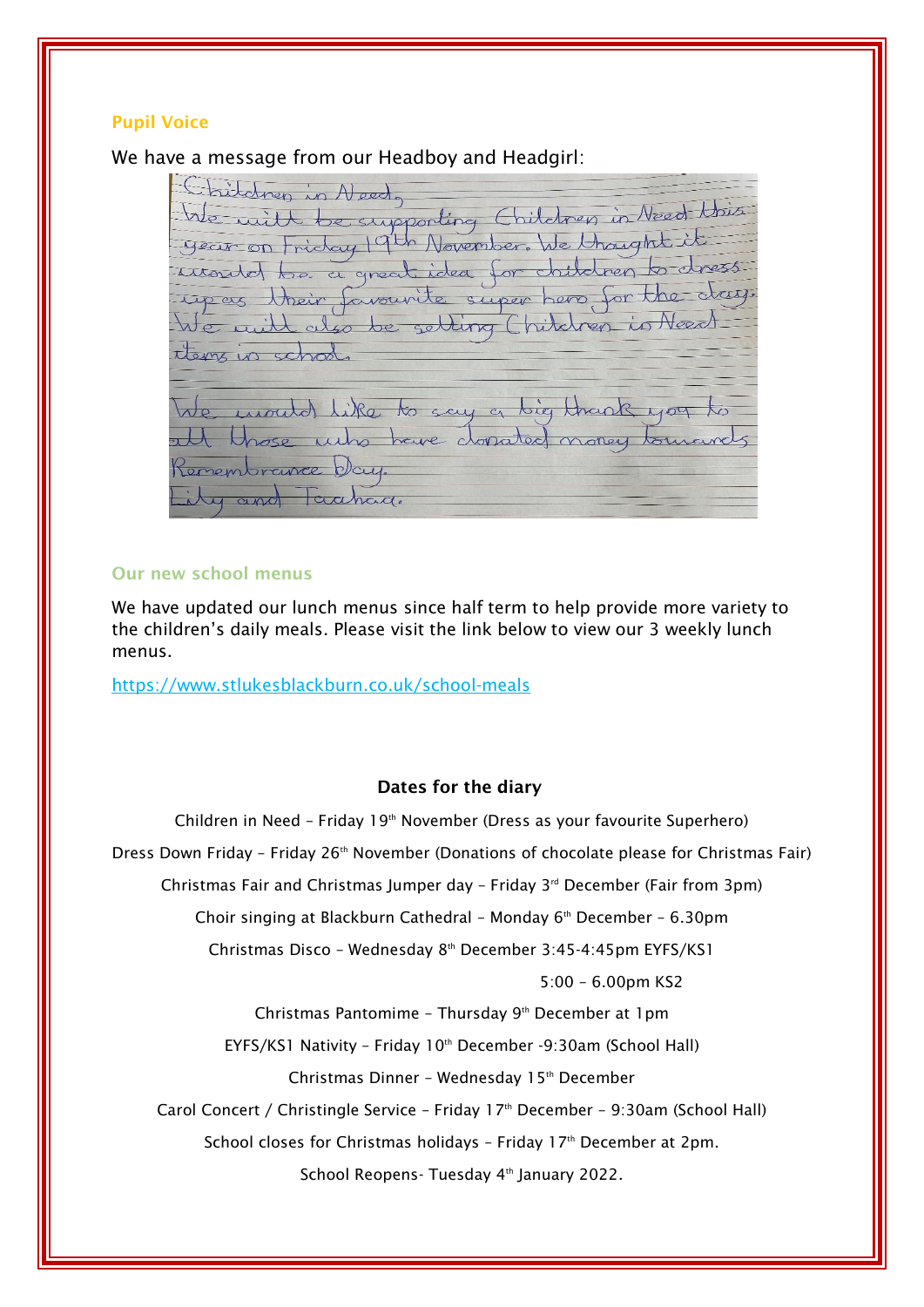## Pupil Voice

We have a message from our Headboy and Headgirl:

Children in Need,
We will be supporting Children in Need this year on Friday 19th November. We thought it would be a great idea for children to dress up as their favourite super hero for the day. We will also be selling Children in Need items in school.

We would like to say a big thank you to all those who have donated money towards Remembrance Day.
Lily and Taahaa.

## Our new school menus

We have updated our lunch menus since half term to help provide more variety to the children's daily meals. Please visit the link below to view our 3 weekly lunch menus.

https://www.stlukesblackburn.co.uk/school-meals

### Dates for the diary

Children in Need – Friday 19th November (Dress as your favourite Superhero)

Dress Down Friday – Friday 26th November (Donations of chocolate please for Christmas Fair)

Christmas Fair and Christmas Jumper day – Friday 3rd December (Fair from 3pm)

Choir singing at Blackburn Cathedral – Monday 6th December – 6.30pm

Christmas Disco – Wednesday 8th December 3:45-4:45pm EYFS/KS1

5:00 – 6.00pm KS2

Christmas Pantomime – Thursday 9th December at 1pm

EYFS/KS1 Nativity – Friday 10th December -9:30am (School Hall)

Christmas Dinner – Wednesday 15th December

Carol Concert / Christingle Service – Friday 17th December – 9:30am (School Hall)

School closes for Christmas holidays – Friday 17th December at 2pm.

School Reopens- Tuesday 4th January 2022.